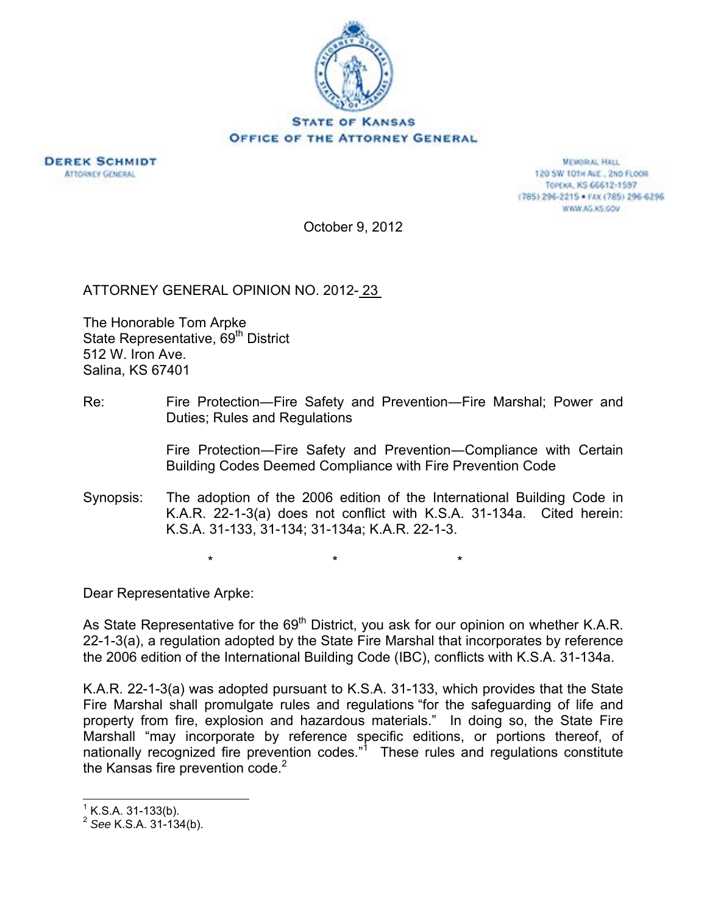STATE OF KANSAS
OFFICE OF THE ATTORNEY GENERAL

DEREK SCHMIDT
ATTORNEY GENERAL

MEMORIAL HALL
120 SW 10TH AVE., 2ND FLOOR
TOPEKA, KS 66612-1597
(785) 296-2215 • FAX (785) 296-6296
WWW.AG.KS.GOV

October 9, 2012

ATTORNEY GENERAL OPINION NO. 2012- 23

The Honorable Tom Arpke
State Representative, 69th District
512 W. Iron Ave.
Salina, KS 67401

Re: Fire Protection—Fire Safety and Prevention—Fire Marshal; Power and Duties; Rules and Regulations

Fire Protection—Fire Safety and Prevention—Compliance with Certain Building Codes Deemed Compliance with Fire Prevention Code

Synopsis: The adoption of the 2006 edition of the International Building Code in K.A.R. 22-1-3(a) does not conflict with K.S.A. 31-134a. Cited herein: K.S.A. 31-133, 31-134; 31-134a; K.A.R. 22-1-3.

\* \* \*

Dear Representative Arpke:

As State Representative for the 69th District, you ask for our opinion on whether K.A.R. 22-1-3(a), a regulation adopted by the State Fire Marshal that incorporates by reference the 2006 edition of the International Building Code (IBC), conflicts with K.S.A. 31-134a.

K.A.R. 22-1-3(a) was adopted pursuant to K.S.A. 31-133, which provides that the State Fire Marshal shall promulgate rules and regulations "for the safeguarding of life and property from fire, explosion and hazardous materials." In doing so, the State Fire Marshall "may incorporate by reference specific editions, or portions thereof, of nationally recognized fire prevention codes."[1] These rules and regulations constitute the Kansas fire prevention code.[2]

---

[1] K.S.A. 31-133(b).

[2] *See* K.S.A. 31-134(b).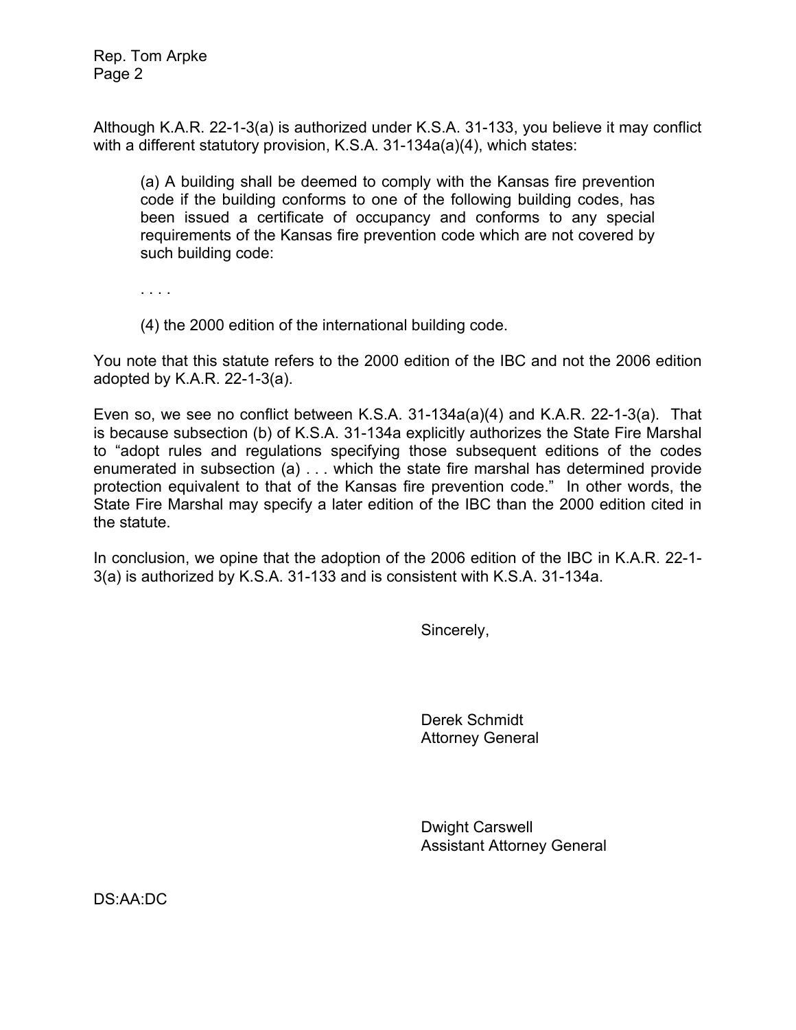Although K.A.R. 22-1-3(a) is authorized under K.S.A. 31-133, you believe it may conflict with a different statutory provision, K.S.A. 31-134a(a)(4), which states:

> (a) A building shall be deemed to comply with the Kansas fire prevention code if the building conforms to one of the following building codes, has been issued a certificate of occupancy and conforms to any special requirements of the Kansas fire prevention code which are not covered by such building code:
>
> . . . .
>
> (4) the 2000 edition of the international building code.

You note that this statute refers to the 2000 edition of the IBC and not the 2006 edition adopted by K.A.R. 22-1-3(a).

Even so, we see no conflict between K.S.A. 31-134a(a)(4) and K.A.R. 22-1-3(a). That is because subsection (b) of K.S.A. 31-134a explicitly authorizes the State Fire Marshal to "adopt rules and regulations specifying those subsequent editions of the codes enumerated in subsection (a) . . . which the state fire marshal has determined provide protection equivalent to that of the Kansas fire prevention code." In other words, the State Fire Marshal may specify a later edition of the IBC than the 2000 edition cited in the statute.

In conclusion, we opine that the adoption of the 2006 edition of the IBC in K.A.R. 22-1-3(a) is authorized by K.S.A. 31-133 and is consistent with K.S.A. 31-134a.

Sincerely,

Derek Schmidt
Attorney General

Dwight Carswell
Assistant Attorney General

DS:AA:DC